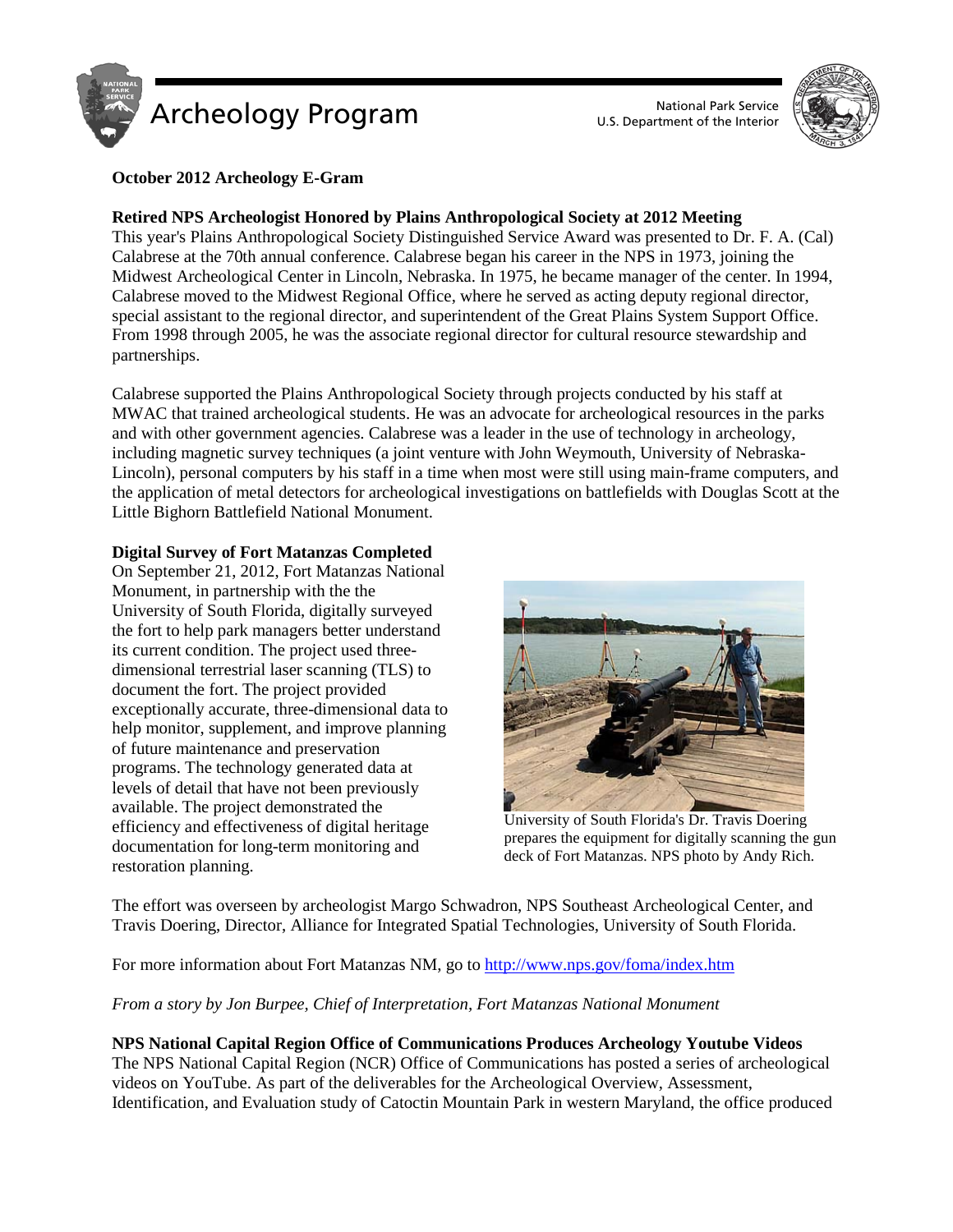# Archeology Program

National Park Service
U.S. Department of the Interior

**October 2012 Archeology E-Gram**

**Retired NPS Archeologist Honored by Plains Anthropological Society at 2012 Meeting**

This year's Plains Anthropological Society Distinguished Service Award was presented to Dr. F. A. (Cal) Calabrese at the 70th annual conference. Calabrese began his career in the NPS in 1973, joining the Midwest Archeological Center in Lincoln, Nebraska. In 1975, he became manager of the center. In 1994, Calabrese moved to the Midwest Regional Office, where he served as acting deputy regional director, special assistant to the regional director, and superintendent of the Great Plains System Support Office. From 1998 through 2005, he was the associate regional director for cultural resource stewardship and partnerships.

Calabrese supported the Plains Anthropological Society through projects conducted by his staff at MWAC that trained archeological students. He was an advocate for archeological resources in the parks and with other government agencies. Calabrese was a leader in the use of technology in archeology, including magnetic survey techniques (a joint venture with John Weymouth, University of Nebraska-Lincoln), personal computers by his staff in a time when most were still using main-frame computers, and the application of metal detectors for archeological investigations on battlefields with Douglas Scott at the Little Bighorn Battlefield National Monument.

**Digital Survey of Fort Matanzas Completed**

On September 21, 2012, Fort Matanzas National Monument, in partnership with the the University of South Florida, digitally surveyed the fort to help park managers better understand its current condition. The project used three-dimensional terrestrial laser scanning (TLS) to document the fort. The project provided exceptionally accurate, three-dimensional data to help monitor, supplement, and improve planning of future maintenance and preservation programs. The technology generated data at levels of detail that have not been previously available. The project demonstrated the efficiency and effectiveness of digital heritage documentation for long-term monitoring and restoration planning.

University of South Florida's Dr. Travis Doering prepares the equipment for digitally scanning the gun deck of Fort Matanzas. NPS photo by Andy Rich.

The effort was overseen by archeologist Margo Schwadron, NPS Southeast Archeological Center, and Travis Doering, Director, Alliance for Integrated Spatial Technologies, University of South Florida.

For more information about Fort Matanzas NM, go to http://www.nps.gov/foma/index.htm

*From a story by Jon Burpee, Chief of Interpretation, Fort Matanzas National Monument*

**NPS National Capital Region Office of Communications Produces Archeology Youtube Videos**

The NPS National Capital Region (NCR) Office of Communications has posted a series of archeological videos on YouTube. As part of the deliverables for the Archeological Overview, Assessment, Identification, and Evaluation study of Catoctin Mountain Park in western Maryland, the office produced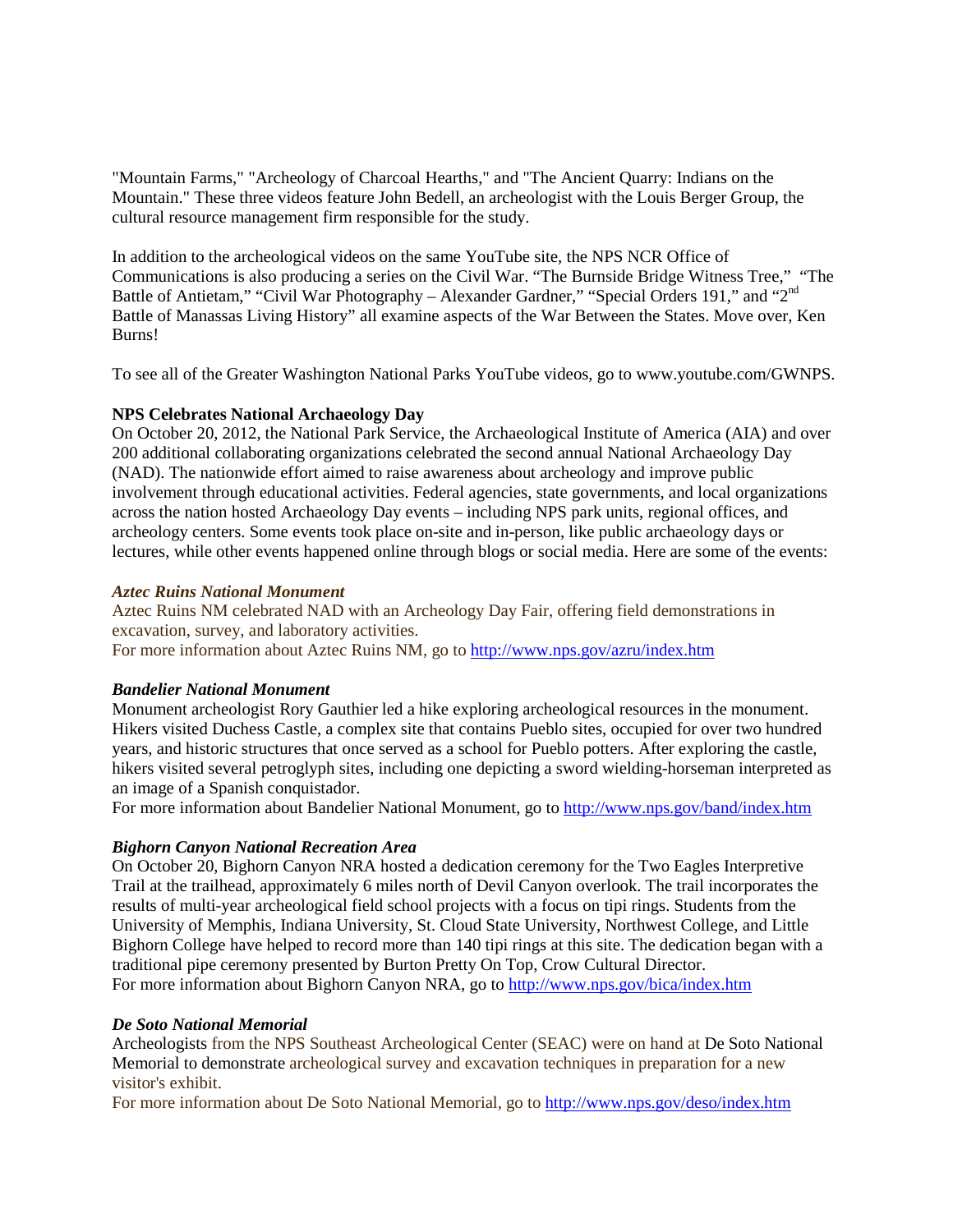"Mountain Farms," "Archeology of Charcoal Hearths," and "The Ancient Quarry: Indians on the Mountain." These three videos feature John Bedell, an archeologist with the Louis Berger Group, the cultural resource management firm responsible for the study.

In addition to the archeological videos on the same YouTube site, the NPS NCR Office of Communications is also producing a series on the Civil War. "The Burnside Bridge Witness Tree," "The Battle of Antietam," "Civil War Photography – Alexander Gardner," "Special Orders 191," and "2nd Battle of Manassas Living History" all examine aspects of the War Between the States. Move over, Ken Burns!

To see all of the Greater Washington National Parks YouTube videos, go to www.youtube.com/GWNPS.

**NPS Celebrates National Archaeology Day**

On October 20, 2012, the National Park Service, the Archaeological Institute of America (AIA) and over 200 additional collaborating organizations celebrated the second annual National Archaeology Day (NAD). The nationwide effort aimed to raise awareness about archeology and improve public involvement through educational activities. Federal agencies, state governments, and local organizations across the nation hosted Archaeology Day events – including NPS park units, regional offices, and archeology centers. Some events took place on-site and in-person, like public archaeology days or lectures, while other events happened online through blogs or social media. Here are some of the events:

***Aztec Ruins National Monument***

Aztec Ruins NM celebrated NAD with an Archeology Day Fair, offering field demonstrations in excavation, survey, and laboratory activities.
For more information about Aztec Ruins NM, go to http://www.nps.gov/azru/index.htm

***Bandelier National Monument***

Monument archeologist Rory Gauthier led a hike exploring archeological resources in the monument. Hikers visited Duchess Castle, a complex site that contains Pueblo sites, occupied for over two hundred years, and historic structures that once served as a school for Pueblo potters. After exploring the castle, hikers visited several petroglyph sites, including one depicting a sword wielding-horseman interpreted as an image of a Spanish conquistador.
For more information about Bandelier National Monument, go to http://www.nps.gov/band/index.htm

***Bighorn Canyon National Recreation Area***

On October 20, Bighorn Canyon NRA hosted a dedication ceremony for the Two Eagles Interpretive Trail at the trailhead, approximately 6 miles north of Devil Canyon overlook. The trail incorporates the results of multi-year archeological field school projects with a focus on tipi rings. Students from the University of Memphis, Indiana University, St. Cloud State University, Northwest College, and Little Bighorn College have helped to record more than 140 tipi rings at this site. The dedication began with a traditional pipe ceremony presented by Burton Pretty On Top, Crow Cultural Director.
For more information about Bighorn Canyon NRA, go to http://www.nps.gov/bica/index.htm

***De Soto National Memorial***

Archeologists from the NPS Southeast Archeological Center (SEAC) were on hand at De Soto National Memorial to demonstrate archeological survey and excavation techniques in preparation for a new visitor's exhibit.
For more information about De Soto National Memorial, go to http://www.nps.gov/deso/index.htm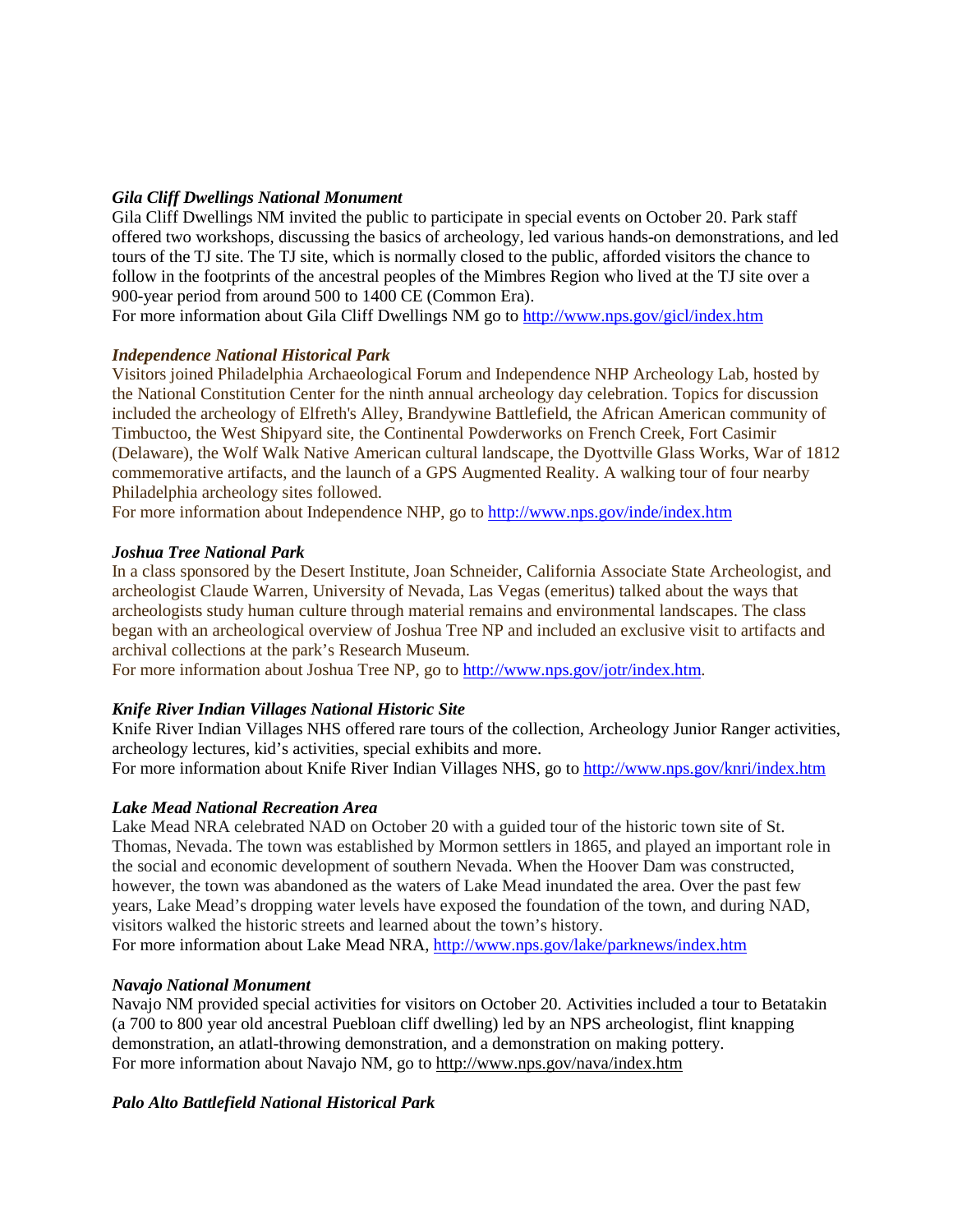### *Gila Cliff Dwellings National Monument*

Gila Cliff Dwellings NM invited the public to participate in special events on October 20. Park staff offered two workshops, discussing the basics of archeology, led various hands-on demonstrations, and led tours of the TJ site. The TJ site, which is normally closed to the public, afforded visitors the chance to follow in the footprints of the ancestral peoples of the Mimbres Region who lived at the TJ site over a 900-year period from around 500 to 1400 CE (Common Era).

For more information about Gila Cliff Dwellings NM go to http://www.nps.gov/gicl/index.htm

### *Independence National Historical Park*

Visitors joined Philadelphia Archaeological Forum and Independence NHP Archeology Lab, hosted by the National Constitution Center for the ninth annual archeology day celebration. Topics for discussion included the archeology of Elfreth's Alley, Brandywine Battlefield, the African American community of Timbuctoo, the West Shipyard site, the Continental Powderworks on French Creek, Fort Casimir (Delaware), the Wolf Walk Native American cultural landscape, the Dyottville Glass Works, War of 1812 commemorative artifacts, and the launch of a GPS Augmented Reality. A walking tour of four nearby Philadelphia archeology sites followed.

For more information about Independence NHP, go to http://www.nps.gov/inde/index.htm

### *Joshua Tree National Park*

In a class sponsored by the Desert Institute, Joan Schneider, California Associate State Archeologist, and archeologist Claude Warren, University of Nevada, Las Vegas (emeritus) talked about the ways that archeologists study human culture through material remains and environmental landscapes. The class began with an archeological overview of Joshua Tree NP and included an exclusive visit to artifacts and archival collections at the park's Research Museum.

For more information about Joshua Tree NP, go to http://www.nps.gov/jotr/index.htm.

### *Knife River Indian Villages National Historic Site*

Knife River Indian Villages NHS offered rare tours of the collection, Archeology Junior Ranger activities, archeology lectures, kid's activities, special exhibits and more.

For more information about Knife River Indian Villages NHS, go to http://www.nps.gov/knri/index.htm

### *Lake Mead National Recreation Area*

Lake Mead NRA celebrated NAD on October 20 with a guided tour of the historic town site of St. Thomas, Nevada. The town was established by Mormon settlers in 1865, and played an important role in the social and economic development of southern Nevada. When the Hoover Dam was constructed, however, the town was abandoned as the waters of Lake Mead inundated the area. Over the past few years, Lake Mead's dropping water levels have exposed the foundation of the town, and during NAD, visitors walked the historic streets and learned about the town's history.

For more information about Lake Mead NRA, http://www.nps.gov/lake/parknews/index.htm

### *Navajo National Monument*

Navajo NM provided special activities for visitors on October 20. Activities included a tour to Betatakin (a 700 to 800 year old ancestral Puebloan cliff dwelling) led by an NPS archeologist, flint knapping demonstration, an atlatl-throwing demonstration, and a demonstration on making pottery.

For more information about Navajo NM, go to http://www.nps.gov/nava/index.htm

### *Palo Alto Battlefield National Historical Park*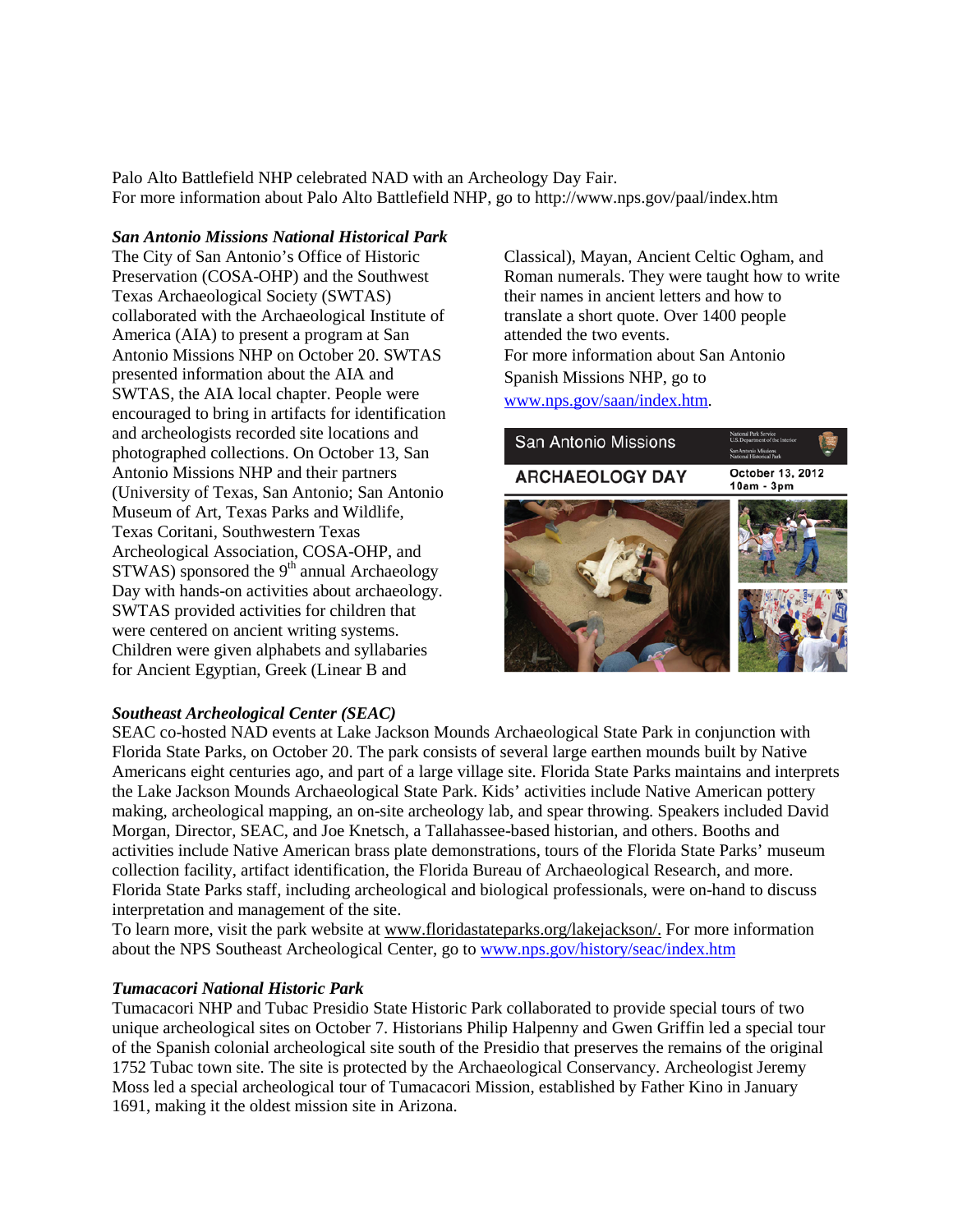Palo Alto Battlefield NHP celebrated NAD with an Archeology Day Fair.
For more information about Palo Alto Battlefield NHP, go to http://www.nps.gov/paal/index.htm

***San Antonio Missions National Historical Park***

The City of San Antonio's Office of Historic Preservation (COSA-OHP) and the Southwest Texas Archaeological Society (SWTAS) collaborated with the Archaeological Institute of America (AIA) to present a program at San Antonio Missions NHP on October 20. SWTAS presented information about the AIA and SWTAS, the AIA local chapter. People were encouraged to bring in artifacts for identification and archeologists recorded site locations and photographed collections. On October 13, San Antonio Missions NHP and their partners (University of Texas, San Antonio; San Antonio Museum of Art, Texas Parks and Wildlife, Texas Coritani, Southwestern Texas Archeological Association, COSA-OHP, and STWAS) sponsored the 9th annual Archaeology Day with hands-on activities about archaeology. SWTAS provided activities for children that were centered on ancient writing systems. Children were given alphabets and syllabaries for Ancient Egyptian, Greek (Linear B and Classical), Mayan, Ancient Celtic Ogham, and Roman numerals. They were taught how to write their names in ancient letters and how to translate a short quote. Over 1400 people attended the two events.

For more information about San Antonio Spanish Missions NHP, go to [www.nps.gov/saan/index.htm](http://www.nps.gov/saan/index.htm).

San Antonio Missions ARCHAEOLOGY DAY October 13, 2012 10am - 3pm

***Southeast Archeological Center (SEAC)***

SEAC co-hosted NAD events at Lake Jackson Mounds Archaeological State Park in conjunction with Florida State Parks, on October 20. The park consists of several large earthen mounds built by Native Americans eight centuries ago, and part of a large village site. Florida State Parks maintains and interprets the Lake Jackson Mounds Archaeological State Park. Kids' activities include Native American pottery making, archeological mapping, an on-site archeology lab, and spear throwing. Speakers included David Morgan, Director, SEAC, and Joe Knetsch, a Tallahassee-based historian, and others. Booths and activities include Native American brass plate demonstrations, tours of the Florida State Parks' museum collection facility, artifact identification, the Florida Bureau of Archaeological Research, and more. Florida State Parks staff, including archeological and biological professionals, were on-hand to discuss interpretation and management of the site.

To learn more, visit the park website at www.floridastateparks.org/lakejackson/. For more information about the NPS Southeast Archeological Center, go to [www.nps.gov/history/seac/index.htm](http://www.nps.gov/history/seac/index.htm)

***Tumacacori National Historic Park***

Tumacacori NHP and Tubac Presidio State Historic Park collaborated to provide special tours of two unique archeological sites on October 7. Historians Philip Halpenny and Gwen Griffin led a special tour of the Spanish colonial archeological site south of the Presidio that preserves the remains of the original 1752 Tubac town site. The site is protected by the Archaeological Conservancy. Archeologist Jeremy Moss led a special archeological tour of Tumacacori Mission, established by Father Kino in January 1691, making it the oldest mission site in Arizona.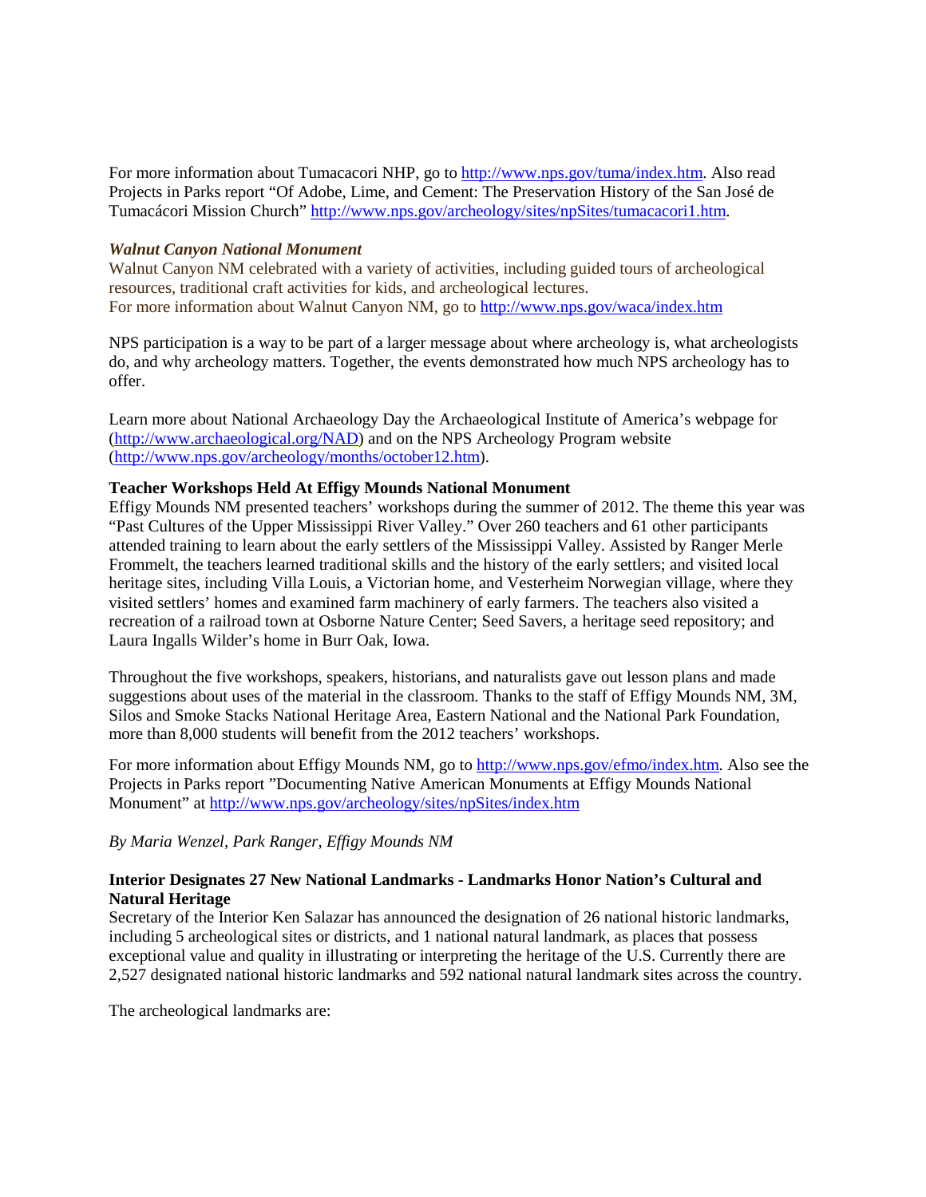For more information about Tumacacori NHP, go to http://www.nps.gov/tuma/index.htm. Also read Projects in Parks report "Of Adobe, Lime, and Cement: The Preservation History of the San José de Tumacácori Mission Church" http://www.nps.gov/archeology/sites/npSites/tumacacori1.htm.

***Walnut Canyon National Monument***

Walnut Canyon NM celebrated with a variety of activities, including guided tours of archeological resources, traditional craft activities for kids, and archeological lectures.
For more information about Walnut Canyon NM, go to http://www.nps.gov/waca/index.htm

NPS participation is a way to be part of a larger message about where archeology is, what archeologists do, and why archeology matters. Together, the events demonstrated how much NPS archeology has to offer.

Learn more about National Archaeology Day the Archaeological Institute of America's webpage for (http://www.archaeological.org/NAD) and on the NPS Archeology Program website (http://www.nps.gov/archeology/months/october12.htm).

**Teacher Workshops Held At Effigy Mounds National Monument**

Effigy Mounds NM presented teachers' workshops during the summer of 2012. The theme this year was "Past Cultures of the Upper Mississippi River Valley." Over 260 teachers and 61 other participants attended training to learn about the early settlers of the Mississippi Valley. Assisted by Ranger Merle Frommelt, the teachers learned traditional skills and the history of the early settlers; and visited local heritage sites, including Villa Louis, a Victorian home, and Vesterheim Norwegian village, where they visited settlers' homes and examined farm machinery of early farmers. The teachers also visited a recreation of a railroad town at Osborne Nature Center; Seed Savers, a heritage seed repository; and Laura Ingalls Wilder's home in Burr Oak, Iowa.

Throughout the five workshops, speakers, historians, and naturalists gave out lesson plans and made suggestions about uses of the material in the classroom. Thanks to the staff of Effigy Mounds NM, 3M, Silos and Smoke Stacks National Heritage Area, Eastern National and the National Park Foundation, more than 8,000 students will benefit from the 2012 teachers' workshops.

For more information about Effigy Mounds NM, go to http://www.nps.gov/efmo/index.htm. Also see the Projects in Parks report "Documenting Native American Monuments at Effigy Mounds National Monument" at http://www.nps.gov/archeology/sites/npSites/index.htm

*By Maria Wenzel, Park Ranger, Effigy Mounds NM*

**Interior Designates 27 New National Landmarks - Landmarks Honor Nation's Cultural and Natural Heritage**

Secretary of the Interior Ken Salazar has announced the designation of 26 national historic landmarks, including 5 archeological sites or districts, and 1 national natural landmark, as places that possess exceptional value and quality in illustrating or interpreting the heritage of the U.S. Currently there are 2,527 designated national historic landmarks and 592 national natural landmark sites across the country.

The archeological landmarks are: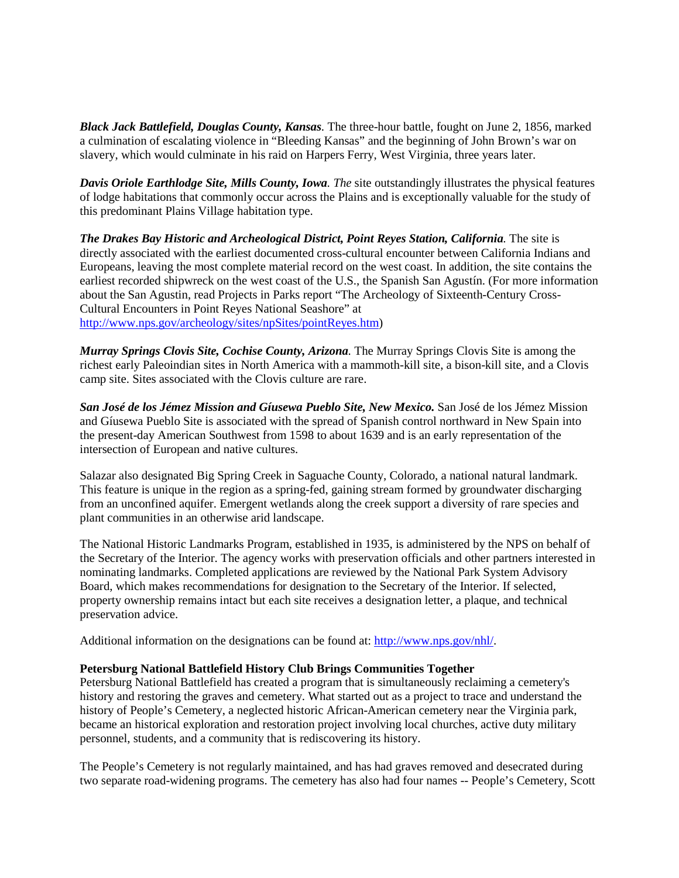***Black Jack Battlefield, Douglas County, Kansas.*** The three-hour battle, fought on June 2, 1856, marked a culmination of escalating violence in "Bleeding Kansas" and the beginning of John Brown's war on slavery, which would culminate in his raid on Harpers Ferry, West Virginia, three years later.

***Davis Oriole Earthlodge Site, Mills County, Iowa.*** *The* site outstandingly illustrates the physical features of lodge habitations that commonly occur across the Plains and is exceptionally valuable for the study of this predominant Plains Village habitation type.

***The Drakes Bay Historic and Archeological District, Point Reyes Station, California.*** The site is directly associated with the earliest documented cross-cultural encounter between California Indians and Europeans, leaving the most complete material record on the west coast. In addition, the site contains the earliest recorded shipwreck on the west coast of the U.S., the Spanish San Agustín. (For more information about the San Agustin, read Projects in Parks report "The Archeology of Sixteenth-Century Cross-Cultural Encounters in Point Reyes National Seashore" at http://www.nps.gov/archeology/sites/npSites/pointReyes.htm)

***Murray Springs Clovis Site, Cochise County, Arizona.*** The Murray Springs Clovis Site is among the richest early Paleoindian sites in North America with a mammoth-kill site, a bison-kill site, and a Clovis camp site. Sites associated with the Clovis culture are rare.

***San José de los Jémez Mission and Gíusewa Pueblo Site, New Mexico.*** San José de los Jémez Mission and Gíusewa Pueblo Site is associated with the spread of Spanish control northward in New Spain into the present-day American Southwest from 1598 to about 1639 and is an early representation of the intersection of European and native cultures.

Salazar also designated Big Spring Creek in Saguache County, Colorado, a national natural landmark. This feature is unique in the region as a spring-fed, gaining stream formed by groundwater discharging from an unconfined aquifer. Emergent wetlands along the creek support a diversity of rare species and plant communities in an otherwise arid landscape.

The National Historic Landmarks Program, established in 1935, is administered by the NPS on behalf of the Secretary of the Interior. The agency works with preservation officials and other partners interested in nominating landmarks. Completed applications are reviewed by the National Park System Advisory Board, which makes recommendations for designation to the Secretary of the Interior. If selected, property ownership remains intact but each site receives a designation letter, a plaque, and technical preservation advice.

Additional information on the designations can be found at: http://www.nps.gov/nhl/.

**Petersburg National Battlefield History Club Brings Communities Together**

Petersburg National Battlefield has created a program that is simultaneously reclaiming a cemetery's history and restoring the graves and cemetery. What started out as a project to trace and understand the history of People's Cemetery, a neglected historic African-American cemetery near the Virginia park, became an historical exploration and restoration project involving local churches, active duty military personnel, students, and a community that is rediscovering its history.

The People's Cemetery is not regularly maintained, and has had graves removed and desecrated during two separate road-widening programs. The cemetery has also had four names -- People's Cemetery, Scott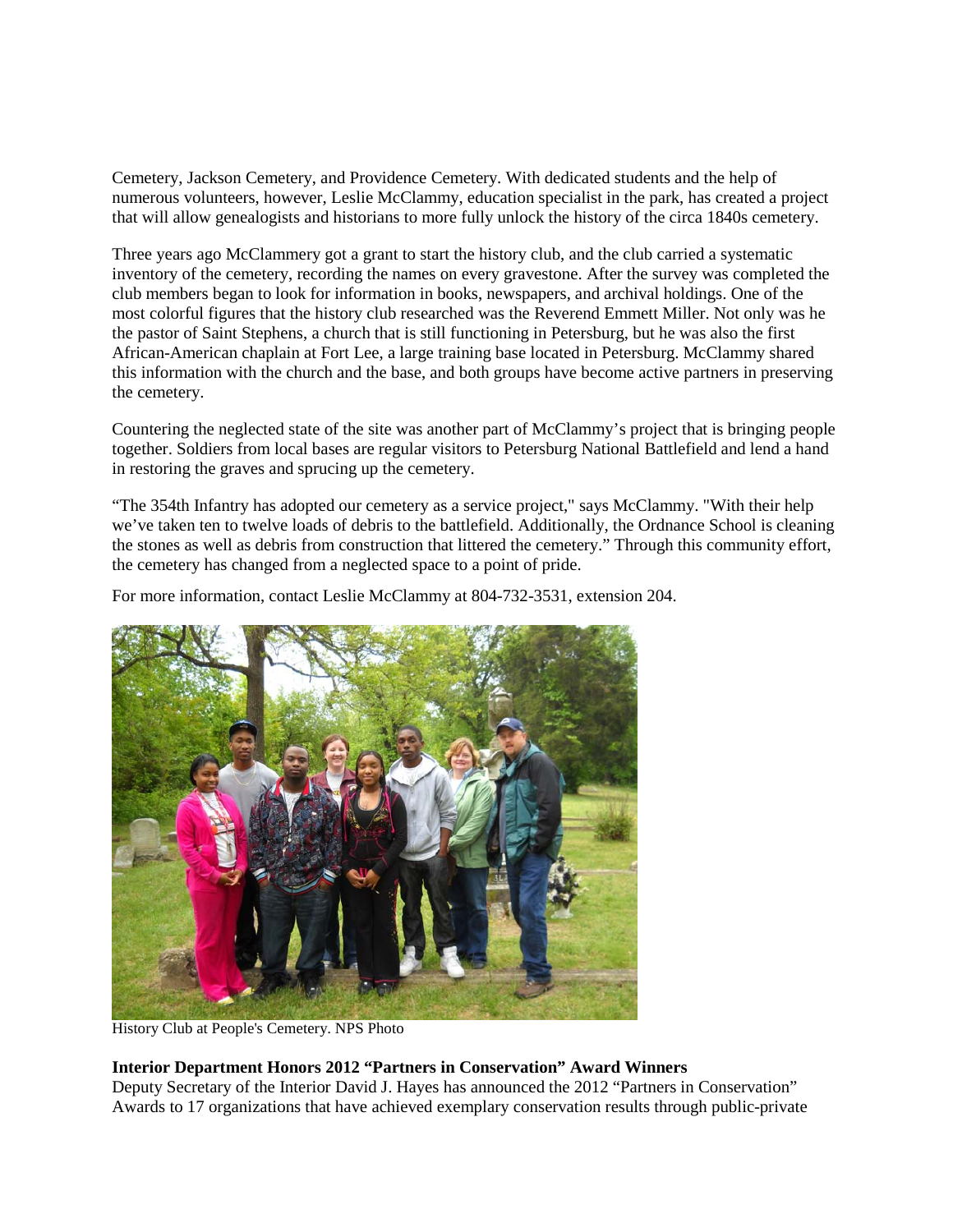Cemetery, Jackson Cemetery, and Providence Cemetery. With dedicated students and the help of numerous volunteers, however, Leslie McClammy, education specialist in the park, has created a project that will allow genealogists and historians to more fully unlock the history of the circa 1840s cemetery.

Three years ago McClammery got a grant to start the history club, and the club carried a systematic inventory of the cemetery, recording the names on every gravestone. After the survey was completed the club members began to look for information in books, newspapers, and archival holdings. One of the most colorful figures that the history club researched was the Reverend Emmett Miller. Not only was he the pastor of Saint Stephens, a church that is still functioning in Petersburg, but he was also the first African-American chaplain at Fort Lee, a large training base located in Petersburg. McClammy shared this information with the church and the base, and both groups have become active partners in preserving the cemetery.

Countering the neglected state of the site was another part of McClammy's project that is bringing people together. Soldiers from local bases are regular visitors to Petersburg National Battlefield and lend a hand in restoring the graves and sprucing up the cemetery.

"The 354th Infantry has adopted our cemetery as a service project," says McClammy. "With their help we've taken ten to twelve loads of debris to the battlefield. Additionally, the Ordnance School is cleaning the stones as well as debris from construction that littered the cemetery." Through this community effort, the cemetery has changed from a neglected space to a point of pride.

For more information, contact Leslie McClammy at 804-732-3531, extension 204.

History Club at People's Cemetery. NPS Photo

**Interior Department Honors 2012 "Partners in Conservation" Award Winners**

Deputy Secretary of the Interior David J. Hayes has announced the 2012 "Partners in Conservation" Awards to 17 organizations that have achieved exemplary conservation results through public-private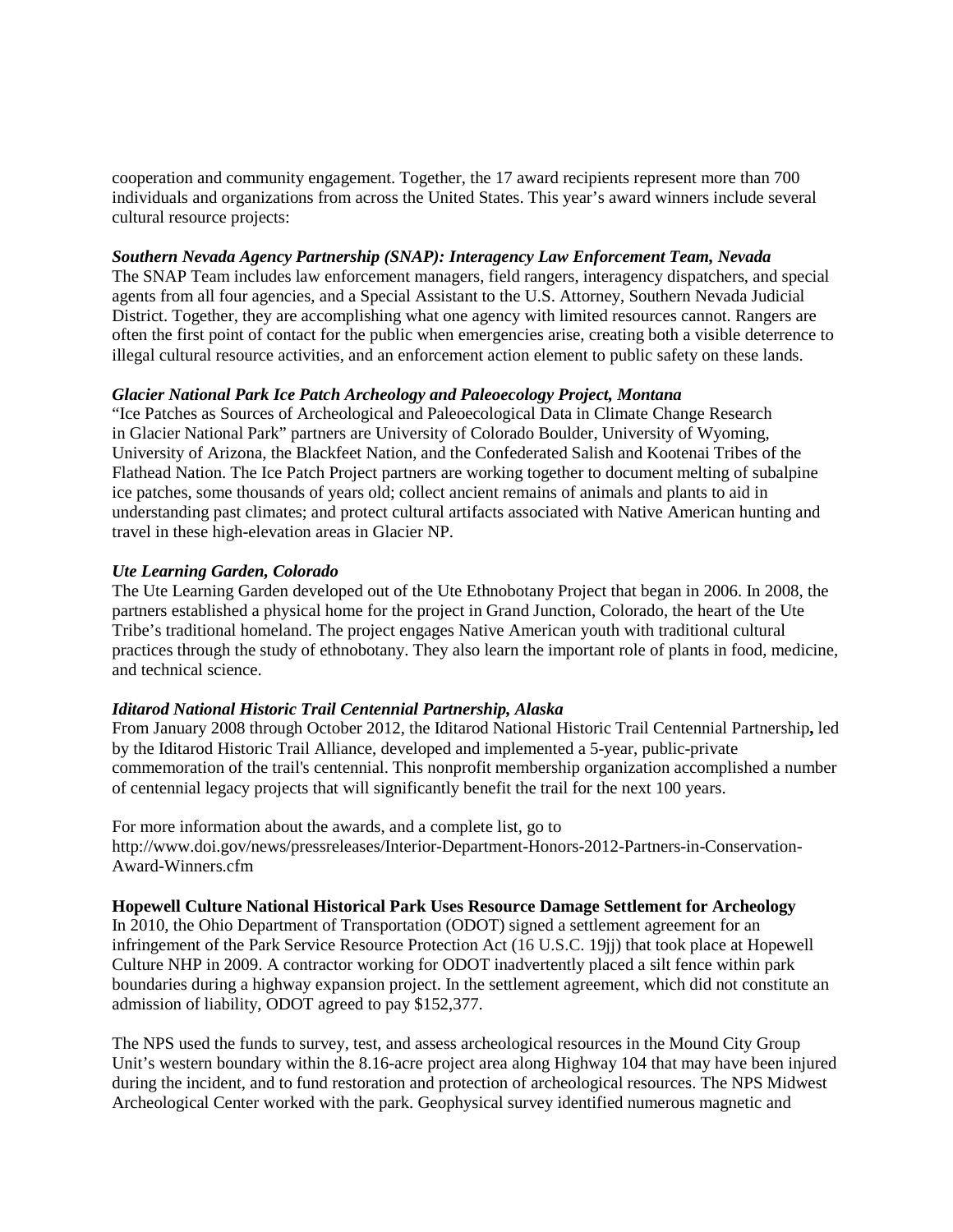cooperation and community engagement. Together, the 17 award recipients represent more than 700 individuals and organizations from across the United States. This year's award winners include several cultural resource projects:

***Southern Nevada Agency Partnership (SNAP): Interagency Law Enforcement Team, Nevada***
The SNAP Team includes law enforcement managers, field rangers, interagency dispatchers, and special agents from all four agencies, and a Special Assistant to the U.S. Attorney, Southern Nevada Judicial District. Together, they are accomplishing what one agency with limited resources cannot. Rangers are often the first point of contact for the public when emergencies arise, creating both a visible deterrence to illegal cultural resource activities, and an enforcement action element to public safety on these lands.

***Glacier National Park Ice Patch Archeology and Paleoecology Project, Montana***
"Ice Patches as Sources of Archeological and Paleoecological Data in Climate Change Research in Glacier National Park" partners are University of Colorado Boulder, University of Wyoming, University of Arizona, the Blackfeet Nation, and the Confederated Salish and Kootenai Tribes of the Flathead Nation. The Ice Patch Project partners are working together to document melting of subalpine ice patches, some thousands of years old; collect ancient remains of animals and plants to aid in understanding past climates; and protect cultural artifacts associated with Native American hunting and travel in these high-elevation areas in Glacier NP.

***Ute Learning Garden, Colorado***
The Ute Learning Garden developed out of the Ute Ethnobotany Project that began in 2006. In 2008, the partners established a physical home for the project in Grand Junction, Colorado, the heart of the Ute Tribe's traditional homeland. The project engages Native American youth with traditional cultural practices through the study of ethnobotany. They also learn the important role of plants in food, medicine, and technical science.

***Iditarod National Historic Trail Centennial Partnership, Alaska***
From January 2008 through October 2012, the Iditarod National Historic Trail Centennial Partnership**,** led by the Iditarod Historic Trail Alliance, developed and implemented a 5-year, public-private commemoration of the trail's centennial. This nonprofit membership organization accomplished a number of centennial legacy projects that will significantly benefit the trail for the next 100 years.

For more information about the awards, and a complete list, go to http://www.doi.gov/news/pressreleases/Interior-Department-Honors-2012-Partners-in-Conservation-Award-Winners.cfm

**Hopewell Culture National Historical Park Uses Resource Damage Settlement for Archeology**
In 2010, the Ohio Department of Transportation (ODOT) signed a settlement agreement for an infringement of the Park Service Resource Protection Act (16 U.S.C. 19jj) that took place at Hopewell Culture NHP in 2009. A contractor working for ODOT inadvertently placed a silt fence within park boundaries during a highway expansion project. In the settlement agreement, which did not constitute an admission of liability, ODOT agreed to pay $152,377.

The NPS used the funds to survey, test, and assess archeological resources in the Mound City Group Unit's western boundary within the 8.16-acre project area along Highway 104 that may have been injured during the incident, and to fund restoration and protection of archeological resources. The NPS Midwest Archeological Center worked with the park. Geophysical survey identified numerous magnetic and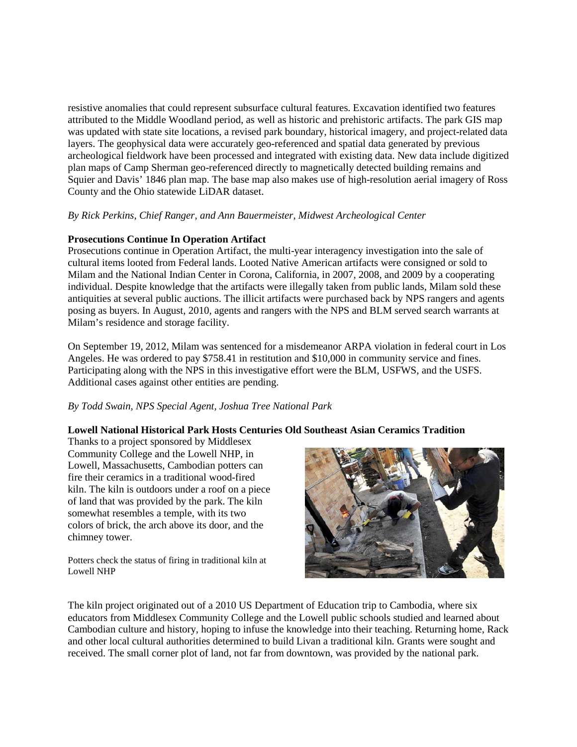resistive anomalies that could represent subsurface cultural features. Excavation identified two features attributed to the Middle Woodland period, as well as historic and prehistoric artifacts. The park GIS map was updated with state site locations, a revised park boundary, historical imagery, and project-related data layers. The geophysical data were accurately geo-referenced and spatial data generated by previous archeological fieldwork have been processed and integrated with existing data. New data include digitized plan maps of Camp Sherman geo-referenced directly to magnetically detected building remains and Squier and Davis' 1846 plan map. The base map also makes use of high-resolution aerial imagery of Ross County and the Ohio statewide LiDAR dataset.

*By Rick Perkins, Chief Ranger, and Ann Bauermeister, Midwest Archeological Center*

**Prosecutions Continue In Operation Artifact**

Prosecutions continue in Operation Artifact, the multi-year interagency investigation into the sale of cultural items looted from Federal lands. Looted Native American artifacts were consigned or sold to Milam and the National Indian Center in Corona, California, in 2007, 2008, and 2009 by a cooperating individual. Despite knowledge that the artifacts were illegally taken from public lands, Milam sold these antiquities at several public auctions. The illicit artifacts were purchased back by NPS rangers and agents posing as buyers. In August, 2010, agents and rangers with the NPS and BLM served search warrants at Milam's residence and storage facility.

On September 19, 2012, Milam was sentenced for a misdemeanor ARPA violation in federal court in Los Angeles. He was ordered to pay $758.41 in restitution and $10,000 in community service and fines. Participating along with the NPS in this investigative effort were the BLM, USFWS, and the USFS. Additional cases against other entities are pending.

*By Todd Swain, NPS Special Agent, Joshua Tree National Park*

**Lowell National Historical Park Hosts Centuries Old Southeast Asian Ceramics Tradition**

Thanks to a project sponsored by Middlesex Community College and the Lowell NHP, in Lowell, Massachusetts, Cambodian potters can fire their ceramics in a traditional wood-fired kiln. The kiln is outdoors under a roof on a piece of land that was provided by the park. The kiln somewhat resembles a temple, with its two colors of brick, the arch above its door, and the chimney tower.

Potters check the status of firing in traditional kiln at Lowell NHP

The kiln project originated out of a 2010 US Department of Education trip to Cambodia, where six educators from Middlesex Community College and the Lowell public schools studied and learned about Cambodian culture and history, hoping to infuse the knowledge into their teaching. Returning home, Rack and other local cultural authorities determined to build Livan a traditional kiln. Grants were sought and received. The small corner plot of land, not far from downtown, was provided by the national park.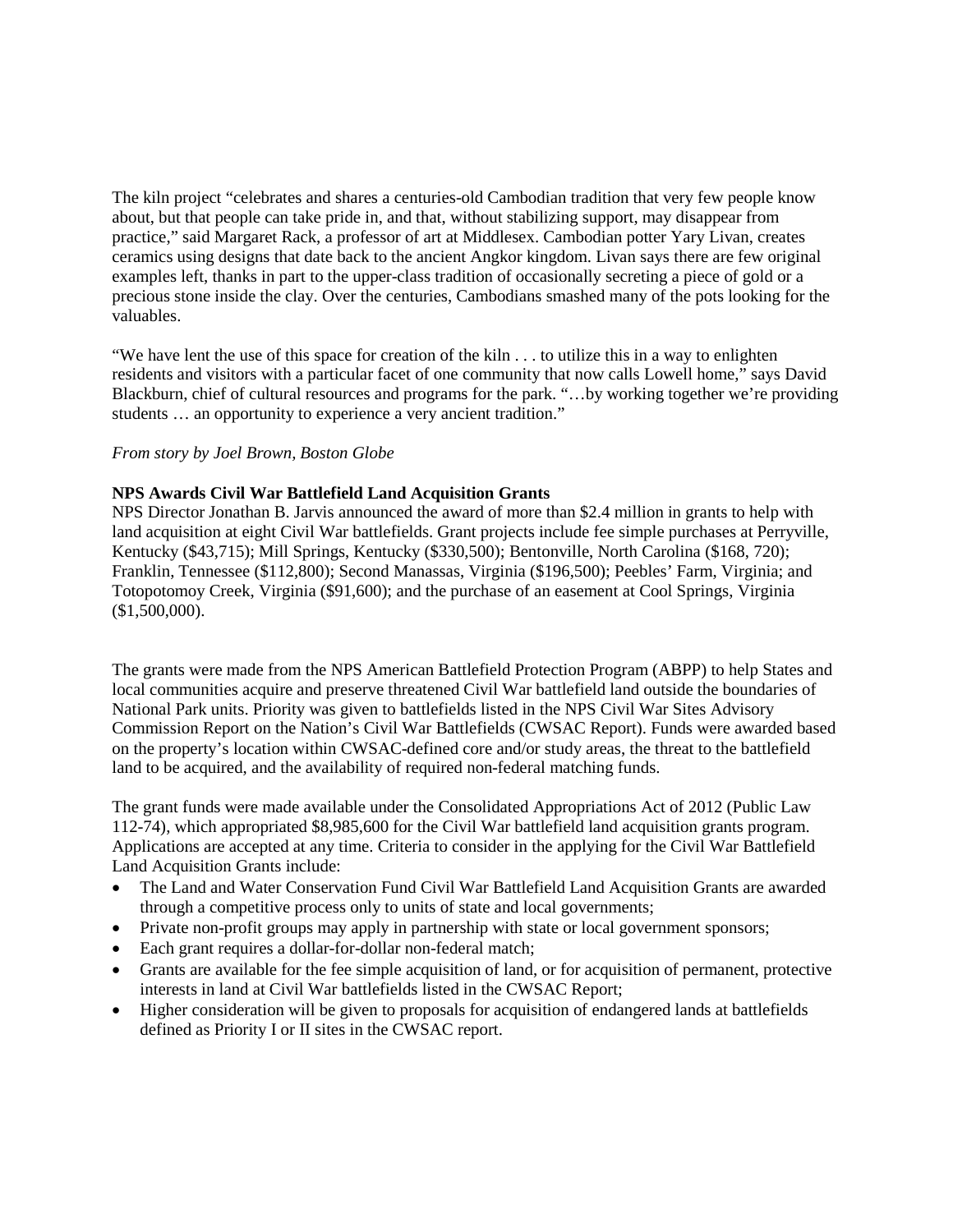The kiln project "celebrates and shares a centuries-old Cambodian tradition that very few people know about, but that people can take pride in, and that, without stabilizing support, may disappear from practice," said Margaret Rack, a professor of art at Middlesex. Cambodian potter Yary Livan, creates ceramics using designs that date back to the ancient Angkor kingdom. Livan says there are few original examples left, thanks in part to the upper-class tradition of occasionally secreting a piece of gold or a precious stone inside the clay. Over the centuries, Cambodians smashed many of the pots looking for the valuables.

"We have lent the use of this space for creation of the kiln . . . to utilize this in a way to enlighten residents and visitors with a particular facet of one community that now calls Lowell home," says David Blackburn, chief of cultural resources and programs for the park. "…by working together we're providing students … an opportunity to experience a very ancient tradition."

*From story by Joel Brown, Boston Globe*

**NPS Awards Civil War Battlefield Land Acquisition Grants**

NPS Director Jonathan B. Jarvis announced the award of more than $2.4 million in grants to help with land acquisition at eight Civil War battlefields. Grant projects include fee simple purchases at Perryville, Kentucky ($43,715); Mill Springs, Kentucky ($330,500); Bentonville, North Carolina ($168, 720); Franklin, Tennessee ($112,800); Second Manassas, Virginia ($196,500); Peebles' Farm, Virginia; and Totopotomoy Creek, Virginia ($91,600); and the purchase of an easement at Cool Springs, Virginia ($1,500,000).

The grants were made from the NPS American Battlefield Protection Program (ABPP) to help States and local communities acquire and preserve threatened Civil War battlefield land outside the boundaries of National Park units. Priority was given to battlefields listed in the NPS Civil War Sites Advisory Commission Report on the Nation's Civil War Battlefields (CWSAC Report). Funds were awarded based on the property's location within CWSAC-defined core and/or study areas, the threat to the battlefield land to be acquired, and the availability of required non-federal matching funds.

The grant funds were made available under the Consolidated Appropriations Act of 2012 (Public Law 112-74), which appropriated $8,985,600 for the Civil War battlefield land acquisition grants program. Applications are accepted at any time. Criteria to consider in the applying for the Civil War Battlefield Land Acquisition Grants include:

- The Land and Water Conservation Fund Civil War Battlefield Land Acquisition Grants are awarded through a competitive process only to units of state and local governments;
- Private non-profit groups may apply in partnership with state or local government sponsors;
- Each grant requires a dollar-for-dollar non-federal match;
- Grants are available for the fee simple acquisition of land, or for acquisition of permanent, protective interests in land at Civil War battlefields listed in the CWSAC Report;
- Higher consideration will be given to proposals for acquisition of endangered lands at battlefields defined as Priority I or II sites in the CWSAC report.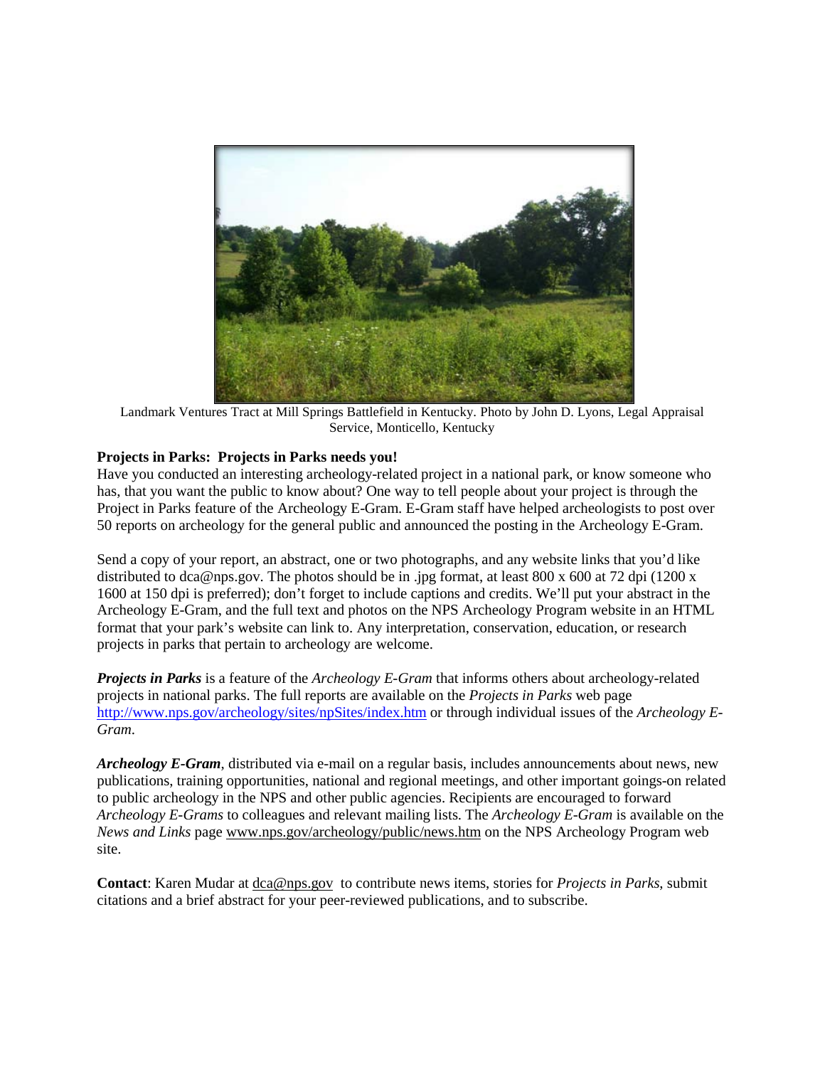Landmark Ventures Tract at Mill Springs Battlefield in Kentucky. Photo by John D. Lyons, Legal Appraisal Service, Monticello, Kentucky

**Projects in Parks: Projects in Parks needs you!**

Have you conducted an interesting archeology-related project in a national park, or know someone who has, that you want the public to know about? One way to tell people about your project is through the Project in Parks feature of the Archeology E-Gram. E-Gram staff have helped archeologists to post over 50 reports on archeology for the general public and announced the posting in the Archeology E-Gram.

Send a copy of your report, an abstract, one or two photographs, and any website links that you'd like distributed to dca@nps.gov. The photos should be in .jpg format, at least 800 x 600 at 72 dpi (1200 x 1600 at 150 dpi is preferred); don't forget to include captions and credits. We'll put your abstract in the Archeology E-Gram, and the full text and photos on the NPS Archeology Program website in an HTML format that your park's website can link to. Any interpretation, conservation, education, or research projects in parks that pertain to archeology are welcome.

***Projects in Parks*** is a feature of the *Archeology E-Gram* that informs others about archeology-related projects in national parks. The full reports are available on the *Projects in Parks* web page http://www.nps.gov/archeology/sites/npSites/index.htm or through individual issues of the *Archeology E-Gram*.

***Archeology E-Gram***, distributed via e-mail on a regular basis, includes announcements about news, new publications, training opportunities, national and regional meetings, and other important goings-on related to public archeology in the NPS and other public agencies. Recipients are encouraged to forward *Archeology E-Grams* to colleagues and relevant mailing lists. The *Archeology E-Gram* is available on the *News and Links* page www.nps.gov/archeology/public/news.htm on the NPS Archeology Program web site.

**Contact**: Karen Mudar at dca@nps.gov to contribute news items, stories for *Projects in Parks*, submit citations and a brief abstract for your peer-reviewed publications, and to subscribe.